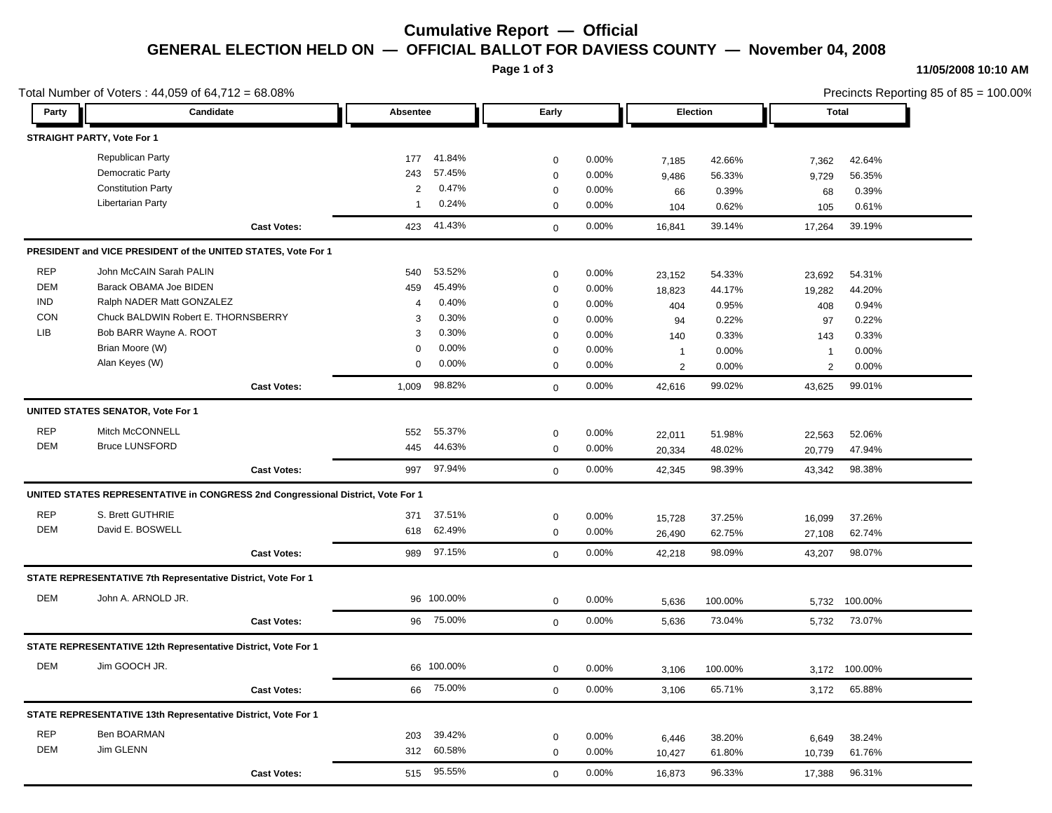# Cumulative Report — Official

## GENERAL ELECTION HELD ON — OFFICIAL BALLOT FOR DAVIESS COUNTY — November 04, 2008

11/05/2008 10:10 AM

Total Number of Voters : 44,059 of 64,712 = 68.08%

Precincts Reporting 85 of 85 = 100.00%

| Party | Candidate | Absentee | | Early | | Election | | Total | |
|---|---|---|---|---|---|---|---|---|---|
| **STRAIGHT PARTY, Vote For 1** | | | | | | | | | |
| | Republican Party | 177 | 41.84% | 0 | 0.00% | 7,185 | 42.66% | 7,362 | 42.64% |
| | Democratic Party | 243 | 57.45% | 0 | 0.00% | 9,486 | 56.33% | 9,729 | 56.35% |
| | Constitution Party | 2 | 0.47% | 0 | 0.00% | 66 | 0.39% | 68 | 0.39% |
| | Libertarian Party | 1 | 0.24% | 0 | 0.00% | 104 | 0.62% | 105 | 0.61% |
| | **Cast Votes:** | 423 | 41.43% | 0 | 0.00% | 16,841 | 39.14% | 17,264 | 39.19% |
| **PRESIDENT and VICE PRESIDENT of the UNITED STATES, Vote For 1** | | | | | | | | | |
| REP | John McCAIN Sarah PALIN | 540 | 53.52% | 0 | 0.00% | 23,152 | 54.33% | 23,692 | 54.31% |
| DEM | Barack OBAMA Joe BIDEN | 459 | 45.49% | 0 | 0.00% | 18,823 | 44.17% | 19,282 | 44.20% |
| IND | Ralph NADER Matt GONZALEZ | 4 | 0.40% | 0 | 0.00% | 404 | 0.95% | 408 | 0.94% |
| CON | Chuck BALDWIN Robert E. THORNSBERRY | 3 | 0.30% | 0 | 0.00% | 94 | 0.22% | 97 | 0.22% |
| LIB | Bob BARR Wayne A. ROOT | 3 | 0.30% | 0 | 0.00% | 140 | 0.33% | 143 | 0.33% |
| | Brian Moore (W) | 0 | 0.00% | 0 | 0.00% | 1 | 0.00% | 1 | 0.00% |
| | Alan Keyes (W) | 0 | 0.00% | 0 | 0.00% | 2 | 0.00% | 2 | 0.00% |
| | **Cast Votes:** | 1,009 | 98.82% | 0 | 0.00% | 42,616 | 99.02% | 43,625 | 99.01% |
| **UNITED STATES SENATOR, Vote For 1** | | | | | | | | | |
| REP | Mitch McCONNELL | 552 | 55.37% | 0 | 0.00% | 22,011 | 51.98% | 22,563 | 52.06% |
| DEM | Bruce LUNSFORD | 445 | 44.63% | 0 | 0.00% | 20,334 | 48.02% | 20,779 | 47.94% |
| | **Cast Votes:** | 997 | 97.94% | 0 | 0.00% | 42,345 | 98.39% | 43,342 | 98.38% |
| **UNITED STATES REPRESENTATIVE in CONGRESS 2nd Congressional District, Vote For 1** | | | | | | | | | |
| REP | S. Brett GUTHRIE | 371 | 37.51% | 0 | 0.00% | 15,728 | 37.25% | 16,099 | 37.26% |
| DEM | David E. BOSWELL | 618 | 62.49% | 0 | 0.00% | 26,490 | 62.75% | 27,108 | 62.74% |
| | **Cast Votes:** | 989 | 97.15% | 0 | 0.00% | 42,218 | 98.09% | 43,207 | 98.07% |
| **STATE REPRESENTATIVE 7th Representative District, Vote For 1** | | | | | | | | | |
| DEM | John A. ARNOLD JR. | 96 | 100.00% | 0 | 0.00% | 5,636 | 100.00% | 5,732 | 100.00% |
| | **Cast Votes:** | 96 | 75.00% | 0 | 0.00% | 5,636 | 73.04% | 5,732 | 73.07% |
| **STATE REPRESENTATIVE 12th Representative District, Vote For 1** | | | | | | | | | |
| DEM | Jim GOOCH JR. | 66 | 100.00% | 0 | 0.00% | 3,106 | 100.00% | 3,172 | 100.00% |
| | **Cast Votes:** | 66 | 75.00% | 0 | 0.00% | 3,106 | 65.71% | 3,172 | 65.88% |
| **STATE REPRESENTATIVE 13th Representative District, Vote For 1** | | | | | | | | | |
| REP | Ben BOARMAN | 203 | 39.42% | 0 | 0.00% | 6,446 | 38.20% | 6,649 | 38.24% |
| DEM | Jim GLENN | 312 | 60.58% | 0 | 0.00% | 10,427 | 61.80% | 10,739 | 61.76% |
| | **Cast Votes:** | 515 | 95.55% | 0 | 0.00% | 16,873 | 96.33% | 17,388 | 96.31% |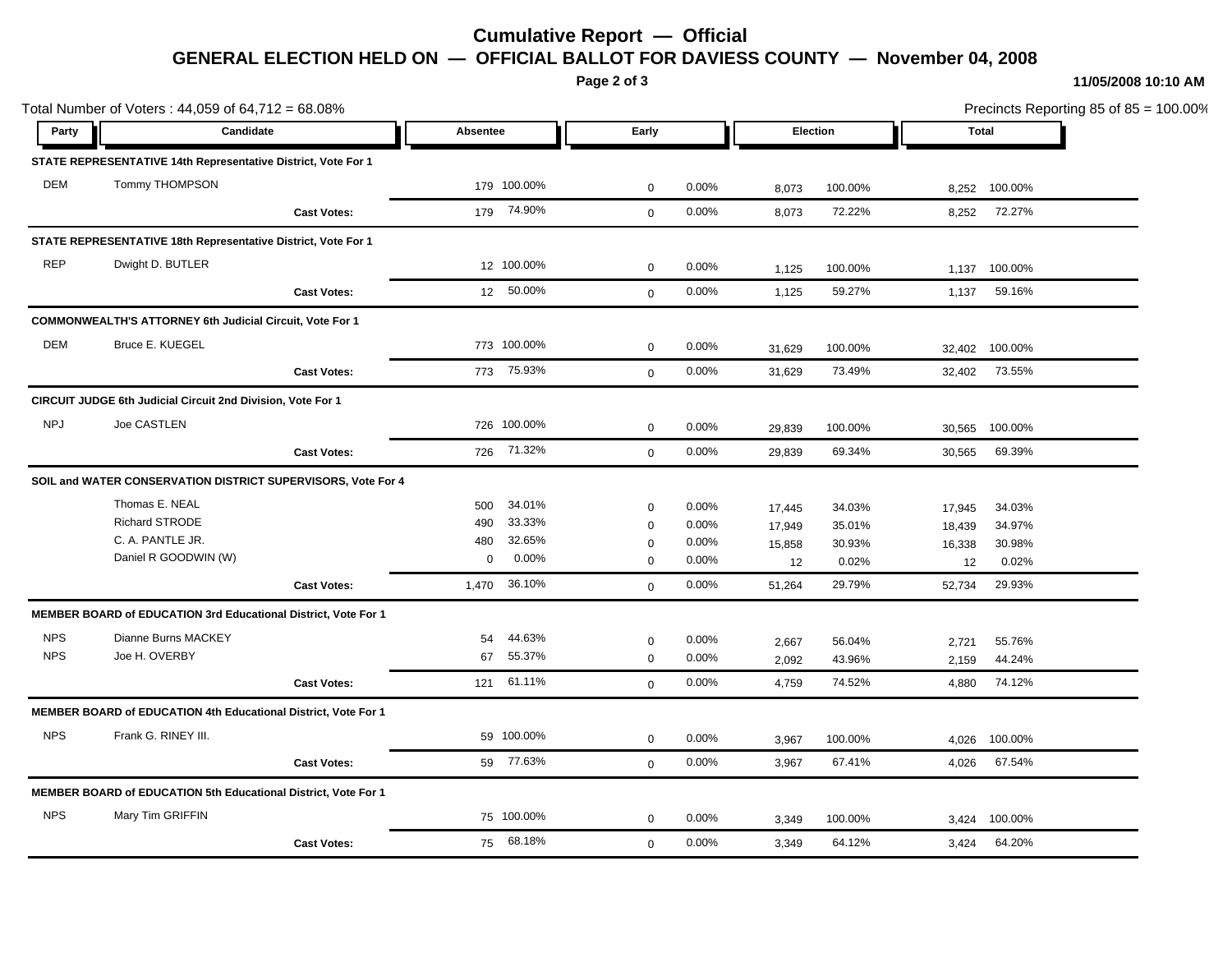# Cumulative Report — Official

## GENERAL ELECTION HELD ON — OFFICIAL BALLOT FOR DAVIESS COUNTY — November 04, 2008

11/05/2008 10:10 AM

Total Number of Voters : 44,059 of 64,712 = 68.08%

Precincts Reporting 85 of 85 = 100.00%

| Party | Candidate | Absentee | | Early | | Election | | Total | |
|---|---|---|---|---|---|---|---|---|---|
| **STATE REPRESENTATIVE 14th Representative District, Vote For 1** | | | | | | | | | |
| DEM | Tommy THOMPSON | 179 | 100.00% | 0 | 0.00% | 8,073 | 100.00% | 8,252 | 100.00% |
| | **Cast Votes:** | 179 | 74.90% | 0 | 0.00% | 8,073 | 72.22% | 8,252 | 72.27% |
| **STATE REPRESENTATIVE 18th Representative District, Vote For 1** | | | | | | | | | |
| REP | Dwight D. BUTLER | 12 | 100.00% | 0 | 0.00% | 1,125 | 100.00% | 1,137 | 100.00% |
| | **Cast Votes:** | 12 | 50.00% | 0 | 0.00% | 1,125 | 59.27% | 1,137 | 59.16% |
| **COMMONWEALTH'S ATTORNEY 6th Judicial Circuit, Vote For 1** | | | | | | | | | |
| DEM | Bruce E. KUEGEL | 773 | 100.00% | 0 | 0.00% | 31,629 | 100.00% | 32,402 | 100.00% |
| | **Cast Votes:** | 773 | 75.93% | 0 | 0.00% | 31,629 | 73.49% | 32,402 | 73.55% |
| **CIRCUIT JUDGE 6th Judicial Circuit 2nd Division, Vote For 1** | | | | | | | | | |
| NPJ | Joe CASTLEN | 726 | 100.00% | 0 | 0.00% | 29,839 | 100.00% | 30,565 | 100.00% |
| | **Cast Votes:** | 726 | 71.32% | 0 | 0.00% | 29,839 | 69.34% | 30,565 | 69.39% |
| **SOIL and WATER CONSERVATION DISTRICT SUPERVISORS, Vote For 4** | | | | | | | | | |
| | Thomas E. NEAL | 500 | 34.01% | 0 | 0.00% | 17,445 | 34.03% | 17,945 | 34.03% |
| | Richard STRODE | 490 | 33.33% | 0 | 0.00% | 17,949 | 35.01% | 18,439 | 34.97% |
| | C. A. PANTLE JR. | 480 | 32.65% | 0 | 0.00% | 15,858 | 30.93% | 16,338 | 30.98% |
| | Daniel R GOODWIN (W) | 0 | 0.00% | 0 | 0.00% | 12 | 0.02% | 12 | 0.02% |
| | **Cast Votes:** | 1,470 | 36.10% | 0 | 0.00% | 51,264 | 29.79% | 52,734 | 29.93% |
| **MEMBER BOARD of EDUCATION 3rd Educational District, Vote For 1** | | | | | | | | | |
| NPS | Dianne Burns MACKEY | 54 | 44.63% | 0 | 0.00% | 2,667 | 56.04% | 2,721 | 55.76% |
| NPS | Joe H. OVERBY | 67 | 55.37% | 0 | 0.00% | 2,092 | 43.96% | 2,159 | 44.24% |
| | **Cast Votes:** | 121 | 61.11% | 0 | 0.00% | 4,759 | 74.52% | 4,880 | 74.12% |
| **MEMBER BOARD of EDUCATION 4th Educational District, Vote For 1** | | | | | | | | | |
| NPS | Frank G. RINEY III. | 59 | 100.00% | 0 | 0.00% | 3,967 | 100.00% | 4,026 | 100.00% |
| | **Cast Votes:** | 59 | 77.63% | 0 | 0.00% | 3,967 | 67.41% | 4,026 | 67.54% |
| **MEMBER BOARD of EDUCATION 5th Educational District, Vote For 1** | | | | | | | | | |
| NPS | Mary Tim GRIFFIN | 75 | 100.00% | 0 | 0.00% | 3,349 | 100.00% | 3,424 | 100.00% |
| | **Cast Votes:** | 75 | 68.18% | 0 | 0.00% | 3,349 | 64.12% | 3,424 | 64.20% |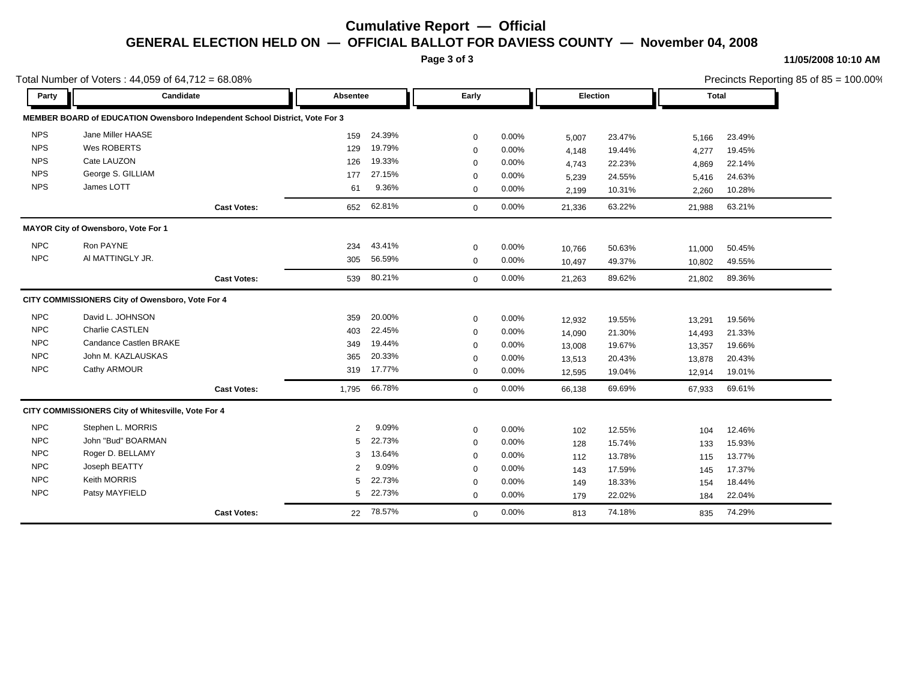# Cumulative Report — Official

## GENERAL ELECTION HELD ON — OFFICIAL BALLOT FOR DAVIESS COUNTY — November 04, 2008

11/05/2008 10:10 AM

Total Number of Voters : 44,059 of 64,712 = 68.08%

Precincts Reporting 85 of 85 = 100.00%

| Party | Candidate | Absentee | | Early | | Election | | Total | |
|---|---|---|---|---|---|---|---|---|---|
| **MEMBER BOARD of EDUCATION Owensboro Independent School District, Vote For 3** | | | | | | | | | |
| NPS | Jane Miller HAASE | 159 | 24.39% | 0 | 0.00% | 5,007 | 23.47% | 5,166 | 23.49% |
| NPS | Wes ROBERTS | 129 | 19.79% | 0 | 0.00% | 4,148 | 19.44% | 4,277 | 19.45% |
| NPS | Cate LAUZON | 126 | 19.33% | 0 | 0.00% | 4,743 | 22.23% | 4,869 | 22.14% |
| NPS | George S. GILLIAM | 177 | 27.15% | 0 | 0.00% | 5,239 | 24.55% | 5,416 | 24.63% |
| NPS | James LOTT | 61 | 9.36% | 0 | 0.00% | 2,199 | 10.31% | 2,260 | 10.28% |
| | **Cast Votes:** | 652 | 62.81% | 0 | 0.00% | 21,336 | 63.22% | 21,988 | 63.21% |
| **MAYOR City of Owensboro, Vote For 1** | | | | | | | | | |
| NPC | Ron PAYNE | 234 | 43.41% | 0 | 0.00% | 10,766 | 50.63% | 11,000 | 50.45% |
| NPC | Al MATTINGLY JR. | 305 | 56.59% | 0 | 0.00% | 10,497 | 49.37% | 10,802 | 49.55% |
| | **Cast Votes:** | 539 | 80.21% | 0 | 0.00% | 21,263 | 89.62% | 21,802 | 89.36% |
| **CITY COMMISSIONERS City of Owensboro, Vote For 4** | | | | | | | | | |
| NPC | David L. JOHNSON | 359 | 20.00% | 0 | 0.00% | 12,932 | 19.55% | 13,291 | 19.56% |
| NPC | Charlie CASTLEN | 403 | 22.45% | 0 | 0.00% | 14,090 | 21.30% | 14,493 | 21.33% |
| NPC | Candance Castlen BRAKE | 349 | 19.44% | 0 | 0.00% | 13,008 | 19.67% | 13,357 | 19.66% |
| NPC | John M. KAZLAUSKAS | 365 | 20.33% | 0 | 0.00% | 13,513 | 20.43% | 13,878 | 20.43% |
| NPC | Cathy ARMOUR | 319 | 17.77% | 0 | 0.00% | 12,595 | 19.04% | 12,914 | 19.01% |
| | **Cast Votes:** | 1,795 | 66.78% | 0 | 0.00% | 66,138 | 69.69% | 67,933 | 69.61% |
| **CITY COMMISSIONERS City of Whitesville, Vote For 4** | | | | | | | | | |
| NPC | Stephen L. MORRIS | 2 | 9.09% | 0 | 0.00% | 102 | 12.55% | 104 | 12.46% |
| NPC | John "Bud" BOARMAN | 5 | 22.73% | 0 | 0.00% | 128 | 15.74% | 133 | 15.93% |
| NPC | Roger D. BELLAMY | 3 | 13.64% | 0 | 0.00% | 112 | 13.78% | 115 | 13.77% |
| NPC | Joseph BEATTY | 2 | 9.09% | 0 | 0.00% | 143 | 17.59% | 145 | 17.37% |
| NPC | Keith MORRIS | 5 | 22.73% | 0 | 0.00% | 149 | 18.33% | 154 | 18.44% |
| NPC | Patsy MAYFIELD | 5 | 22.73% | 0 | 0.00% | 179 | 22.02% | 184 | 22.04% |
| | **Cast Votes:** | 22 | 78.57% | 0 | 0.00% | 813 | 74.18% | 835 | 74.29% |